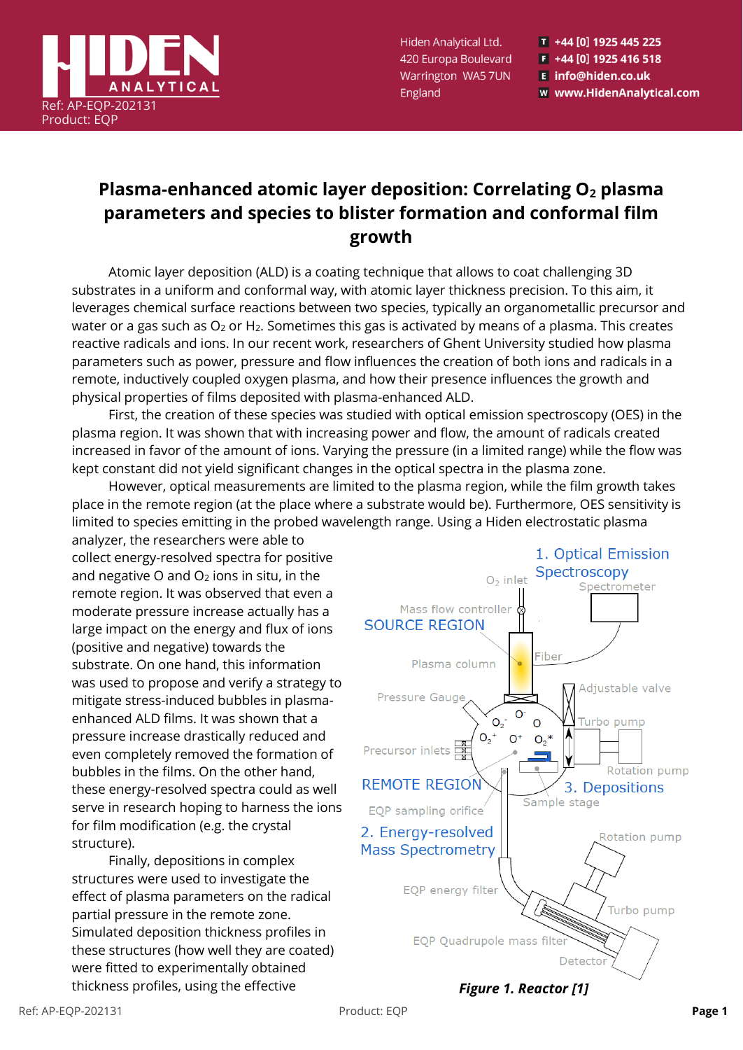Ref: AP-EQP-202131
Product: EQP

# Plasma-enhanced atomic layer deposition: Correlating $O_2$ plasma parameters and species to blister formation and conformal film growth

Atomic layer deposition (ALD) is a coating technique that allows to coat challenging 3D substrates in a uniform and conformal way, with atomic layer thickness precision. To this aim, it leverages chemical surface reactions between two species, typically an organometallic precursor and water or a gas such as $O_2$ or $H_2$. Sometimes this gas is activated by means of a plasma. This creates reactive radicals and ions. In our recent work, researchers of Ghent University studied how plasma parameters such as power, pressure and flow influences the creation of both ions and radicals in a remote, inductively coupled oxygen plasma, and how their presence influences the growth and physical properties of films deposited with plasma-enhanced ALD.

First, the creation of these species was studied with optical emission spectroscopy (OES) in the plasma region. It was shown that with increasing power and flow, the amount of radicals created increased in favor of the amount of ions. Varying the pressure (in a limited range) while the flow was kept constant did not yield significant changes in the optical spectra in the plasma zone.

However, optical measurements are limited to the plasma region, while the film growth takes place in the remote region (at the place where a substrate would be). Furthermore, OES sensitivity is limited to species emitting in the probed wavelength range. Using a Hiden electrostatic plasma analyzer, the researchers were able to collect energy-resolved spectra for positive and negative O and $O_2$ ions in situ, in the remote region. It was observed that even a moderate pressure increase actually has a large impact on the energy and flux of ions (positive and negative) towards the substrate. On one hand, this information was used to propose and verify a strategy to mitigate stress-induced bubbles in plasma-enhanced ALD films. It was shown that a pressure increase drastically reduced and even completely removed the formation of bubbles in the films. On the other hand, these energy-resolved spectra could as well serve in research hoping to harness the ions for film modification (e.g. the crystal structure).

Finally, depositions in complex structures were used to investigate the effect of plasma parameters on the radical partial pressure in the remote zone. Simulated deposition thickness profiles in these structures (how well they are coated) were fitted to experimentally obtained thickness profiles, using the effective

***Figure 1. Reactor [1]***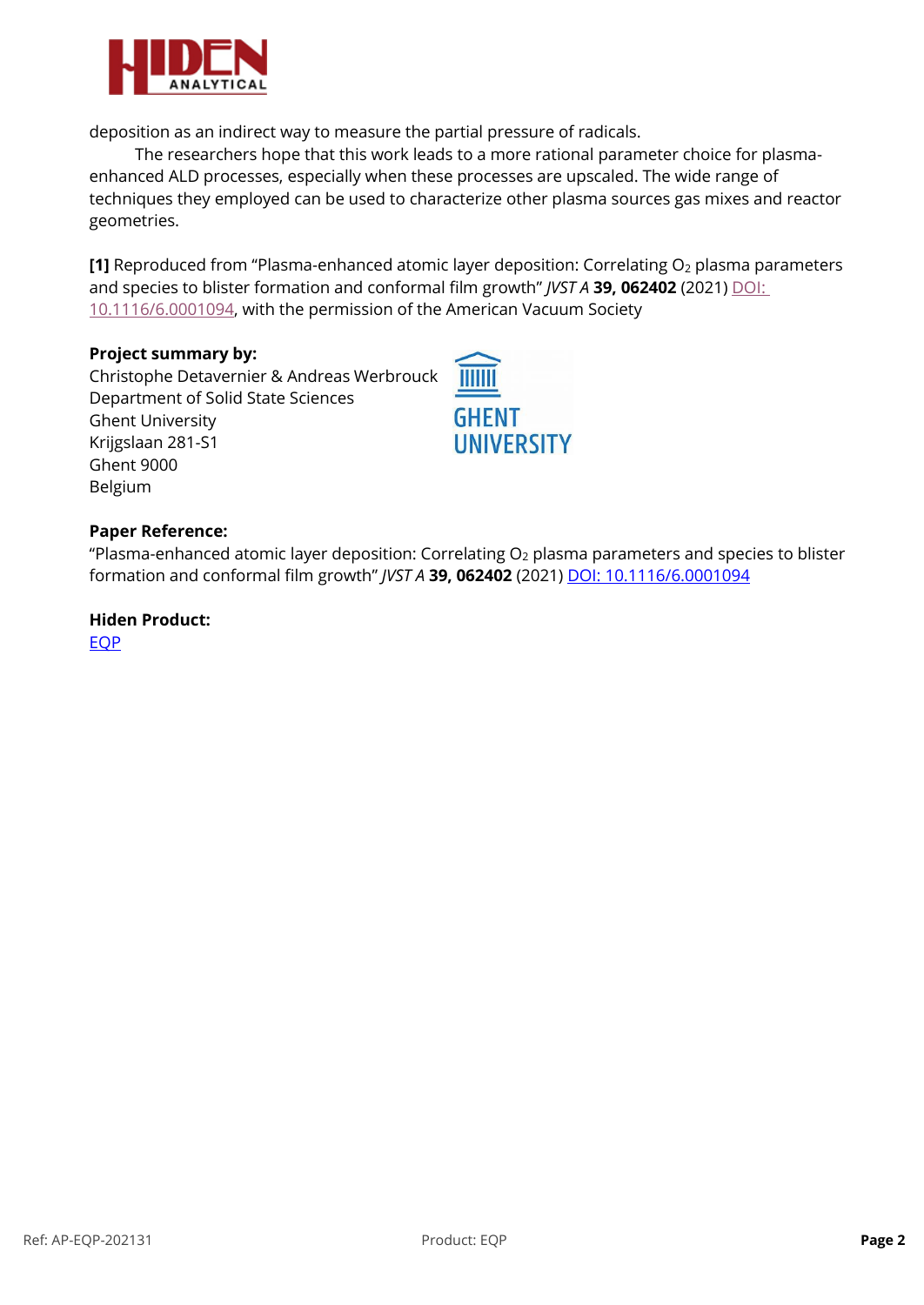deposition as an indirect way to measure the partial pressure of radicals.

The researchers hope that this work leads to a more rational parameter choice for plasma-enhanced ALD processes, especially when these processes are upscaled. The wide range of techniques they employed can be used to characterize other plasma sources gas mixes and reactor geometries.

**[1]** Reproduced from "Plasma-enhanced atomic layer deposition: Correlating $O_2$ plasma parameters and species to blister formation and conformal film growth" *JVST A* **39, 062402** (2021) DOI: 10.1116/6.0001094, with the permission of the American Vacuum Society

**Project summary by:**
Christophe Detavernier & Andreas Werbrouck
Department of Solid State Sciences
Ghent University
Krijgslaan 281-S1
Ghent 9000
Belgium

GHENT UNIVERSITY

**Paper Reference:**
"Plasma-enhanced atomic layer deposition: Correlating $O_2$ plasma parameters and species to blister formation and conformal film growth" *JVST A* **39, 062402** (2021) DOI: 10.1116/6.0001094

**Hiden Product:**
EQP